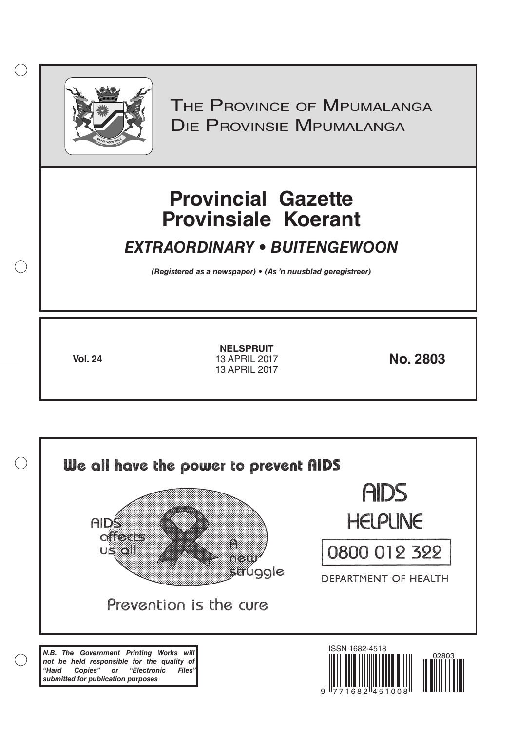# The Province of Mpumalanga
# Die Provinsie Mpumalanga

# Provincial Gazette
# Provinsiale Koerant

## *EXTRAORDINARY • BUITENGEWOON*

***(Registered as a newspaper) • (As 'n nuusblad geregistreer)***

**Vol. 24**

**NELSPRUIT**
13 APRIL 2017
13 APRIL 2017

**No. 2803**

**We all have the power to prevent AIDS**

AIDS affects us all

A new struggle

Prevention is the cure

AIDS HELPLINE

0800 012 322

DEPARTMENT OF HEALTH

***N.B. The Government Printing Works will not be held responsible for the quality of "Hard Copies" or "Electronic Files" submitted for publication purposes***

ISSN 1682-4518

02803

9 771682 451008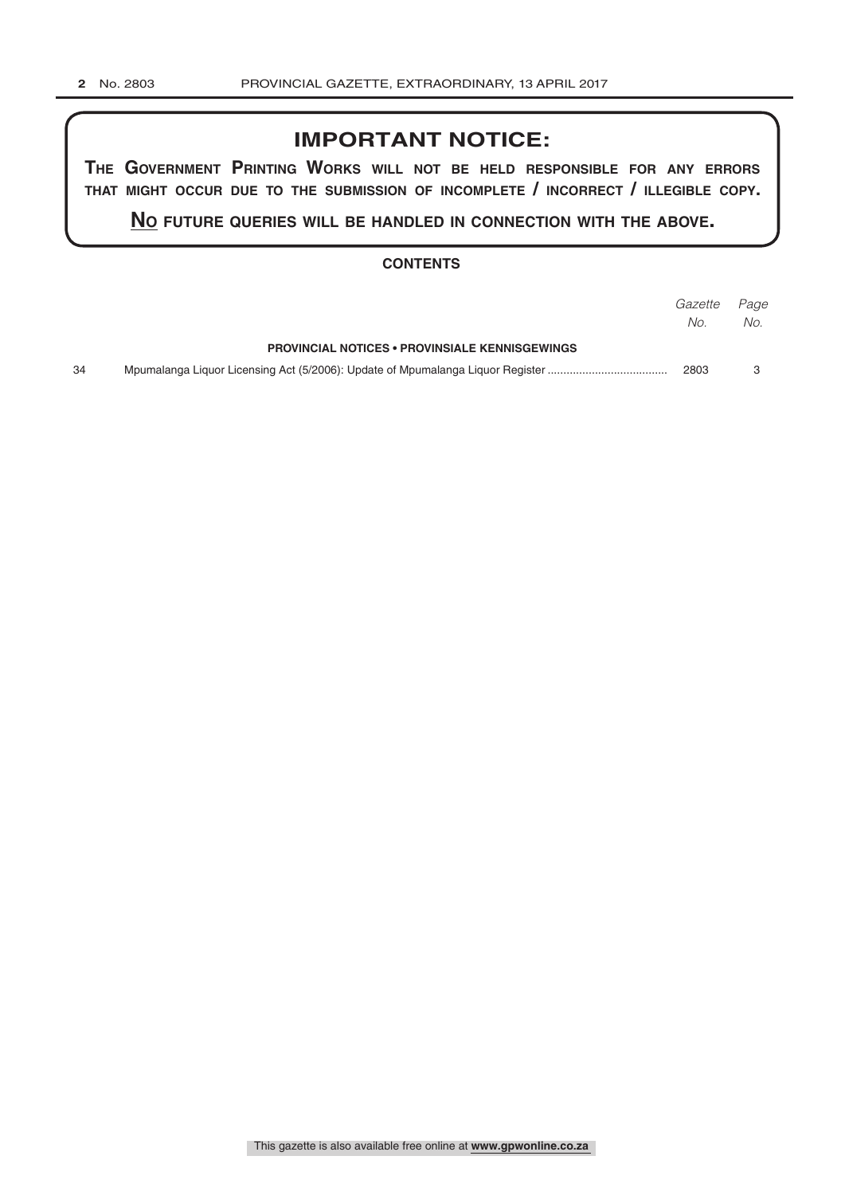## IMPORTANT NOTICE:

**THE GOVERNMENT PRINTING WORKS WILL NOT BE HELD RESPONSIBLE FOR ANY ERRORS THAT MIGHT OCCUR DUE TO THE SUBMISSION OF INCOMPLETE / INCORRECT / ILLEGIBLE COPY.**

**NO FUTURE QUERIES WILL BE HANDLED IN CONNECTION WITH THE ABOVE.**

### CONTENTS

| | | *Gazette No.* | *Page No.* |
|---|---|---|---|
| | **PROVINCIAL NOTICES • PROVINSIALE KENNISGEWINGS** | | |
| 34 | Mpumalanga Liquor Licensing Act (5/2006): Update of Mpumalanga Liquor Register | 2803 | 3 |

This gazette is also available free online at **www.gpwonline.co.za**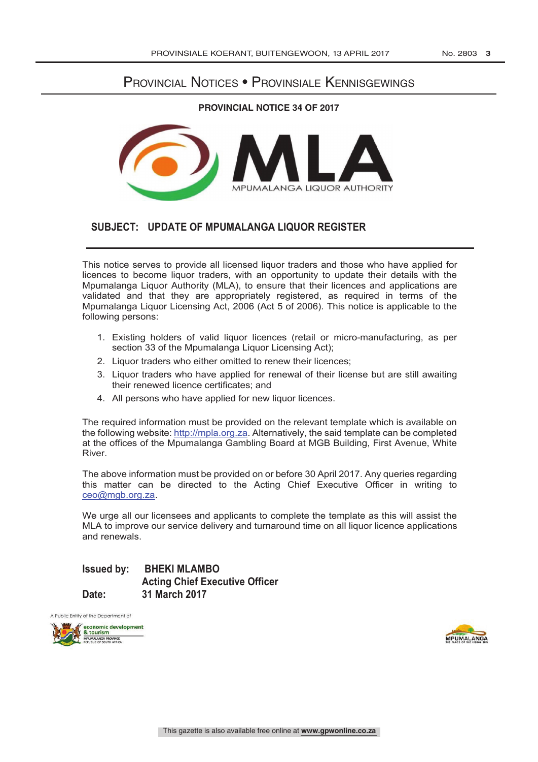# Provincial Notices • Provinsiale Kennisgewings

**PROVINCIAL NOTICE 34 OF 2017**

MLA
MPUMALANGA LIQUOR AUTHORITY

## SUBJECT: UPDATE OF MPUMALANGA LIQUOR REGISTER

This notice serves to provide all licensed liquor traders and those who have applied for licences to become liquor traders, with an opportunity to update their details with the Mpumalanga Liquor Authority (MLA), to ensure that their licences and applications are validated and that they are appropriately registered, as required in terms of the Mpumalanga Liquor Licensing Act, 2006 (Act 5 of 2006). This notice is applicable to the following persons:

1. Existing holders of valid liquor licences (retail or micro-manufacturing, as per section 33 of the Mpumalanga Liquor Licensing Act);
2. Liquor traders who either omitted to renew their licences;
3. Liquor traders who have applied for renewal of their license but are still awaiting their renewed licence certificates; and
4. All persons who have applied for new liquor licences.

The required information must be provided on the relevant template which is available on the following website: http://mpla.org.za. Alternatively, the said template can be completed at the offices of the Mpumalanga Gambling Board at MGB Building, First Avenue, White River.

The above information must be provided on or before 30 April 2017. Any queries regarding this matter can be directed to the Acting Chief Executive Officer in writing to ceo@mgb.org.za.

We urge all our licensees and applicants to complete the template as this will assist the MLA to improve our service delivery and turnaround time on all liquor licence applications and renewals.

**Issued by:** **BHEKI MLAMBO**
**Acting Chief Executive Officer**
**Date:** **31 March 2017**

A Public Entity of the Department of economic development & tourism, Mpumalanga Province, Republic of South Africa

MPUMALANGA THE PLACE OF THE RISING SUN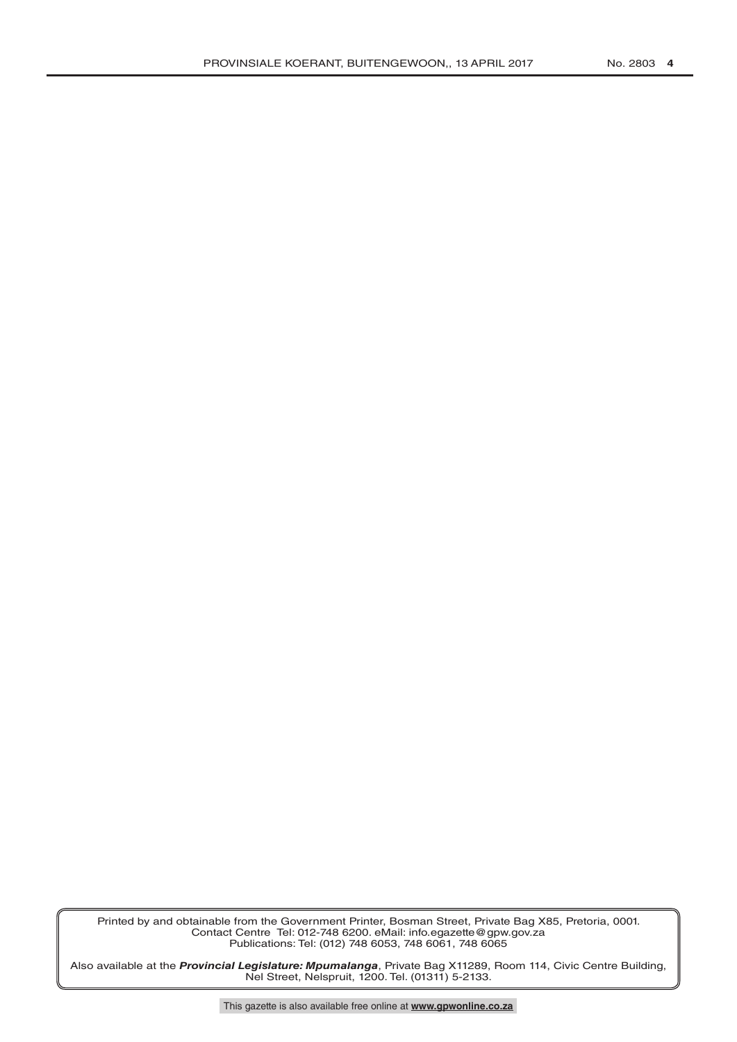Printed by and obtainable from the Government Printer, Bosman Street, Private Bag X85, Pretoria, 0001.
Contact Centre Tel: 012-748 6200. eMail: info.egazette@gpw.gov.za
Publications: Tel: (012) 748 6053, 748 6061, 748 6065

Also available at the ***Provincial Legislature: Mpumalanga***, Private Bag X11289, Room 114, Civic Centre Building, Nel Street, Nelspruit, 1200. Tel. (01311) 5-2133.

This gazette is also available free online at **www.gpwonline.co.za**